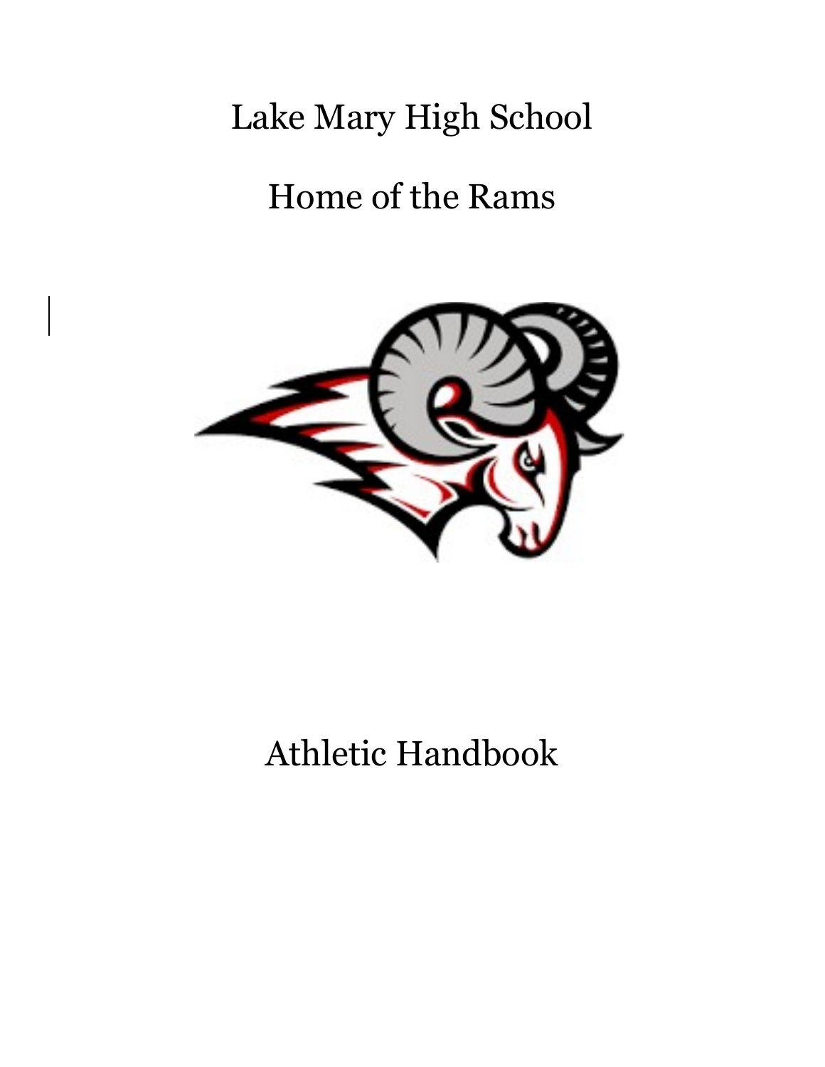# Lake Mary High School

# Home of the Rams

# Athletic Handbook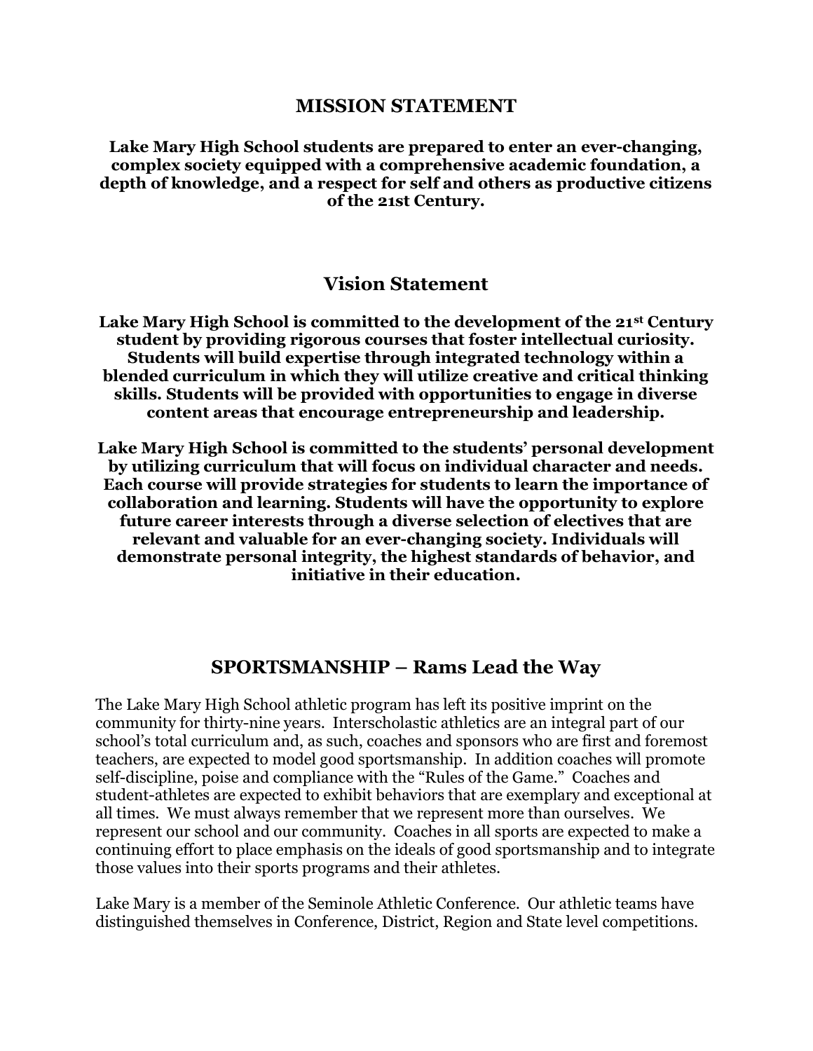## MISSION STATEMENT

**Lake Mary High School students are prepared to enter an ever-changing, complex society equipped with a comprehensive academic foundation, a depth of knowledge, and a respect for self and others as productive citizens of the 21st Century.**

## Vision Statement

**Lake Mary High School is committed to the development of the 21st Century student by providing rigorous courses that foster intellectual curiosity. Students will build expertise through integrated technology within a blended curriculum in which they will utilize creative and critical thinking skills. Students will be provided with opportunities to engage in diverse content areas that encourage entrepreneurship and leadership.**

**Lake Mary High School is committed to the students' personal development by utilizing curriculum that will focus on individual character and needs. Each course will provide strategies for students to learn the importance of collaboration and learning. Students will have the opportunity to explore future career interests through a diverse selection of electives that are relevant and valuable for an ever-changing society. Individuals will demonstrate personal integrity, the highest standards of behavior, and initiative in their education.**

## SPORTSMANSHIP – Rams Lead the Way

The Lake Mary High School athletic program has left its positive imprint on the community for thirty-nine years. Interscholastic athletics are an integral part of our school's total curriculum and, as such, coaches and sponsors who are first and foremost teachers, are expected to model good sportsmanship. In addition coaches will promote self-discipline, poise and compliance with the "Rules of the Game." Coaches and student-athletes are expected to exhibit behaviors that are exemplary and exceptional at all times. We must always remember that we represent more than ourselves. We represent our school and our community. Coaches in all sports are expected to make a continuing effort to place emphasis on the ideals of good sportsmanship and to integrate those values into their sports programs and their athletes.

Lake Mary is a member of the Seminole Athletic Conference. Our athletic teams have distinguished themselves in Conference, District, Region and State level competitions.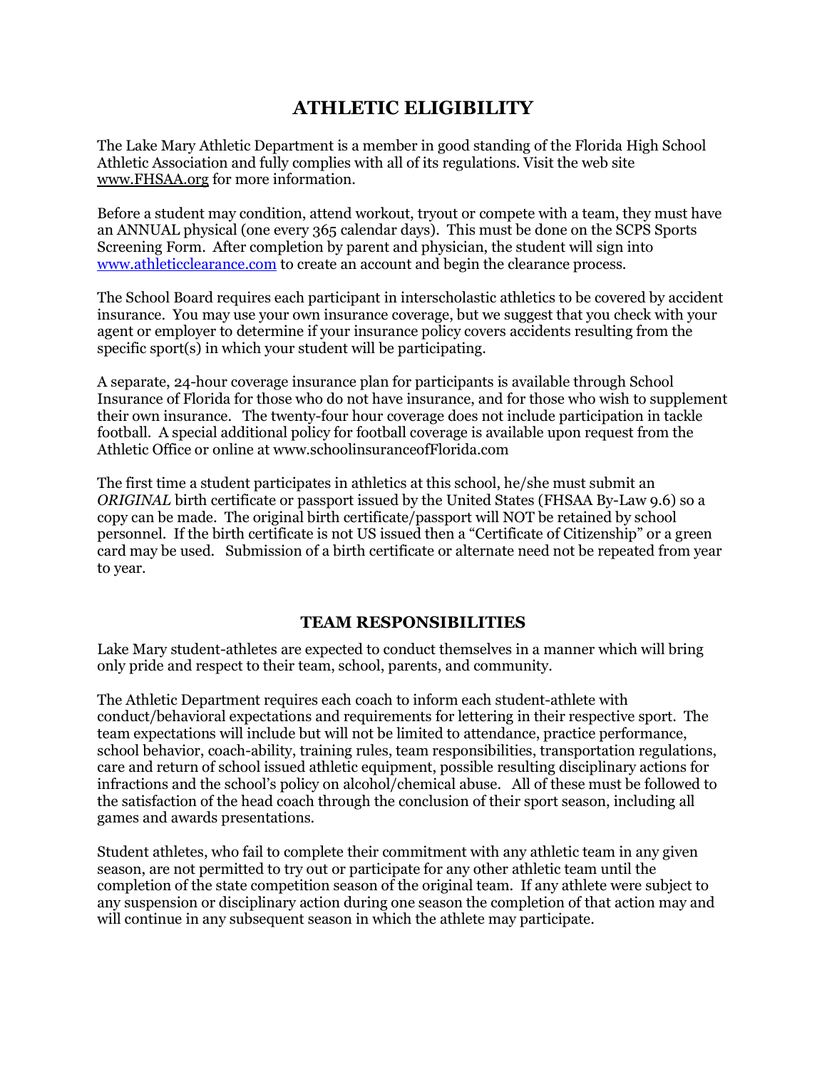## ATHLETIC ELIGIBILITY

The Lake Mary Athletic Department is a member in good standing of the Florida High School Athletic Association and fully complies with all of its regulations. Visit the web site www.FHSAA.org for more information.

Before a student may condition, attend workout, tryout or compete with a team, they must have an ANNUAL physical (one every 365 calendar days). This must be done on the SCPS Sports Screening Form. After completion by parent and physician, the student will sign into www.athleticclearance.com to create an account and begin the clearance process.

The School Board requires each participant in interscholastic athletics to be covered by accident insurance. You may use your own insurance coverage, but we suggest that you check with your agent or employer to determine if your insurance policy covers accidents resulting from the specific sport(s) in which your student will be participating.

A separate, 24-hour coverage insurance plan for participants is available through School Insurance of Florida for those who do not have insurance, and for those who wish to supplement their own insurance. The twenty-four hour coverage does not include participation in tackle football. A special additional policy for football coverage is available upon request from the Athletic Office or online at www.schoolinsuranceofFlorida.com

The first time a student participates in athletics at this school, he/she must submit an *ORIGINAL* birth certificate or passport issued by the United States (FHSAA By-Law 9.6) so a copy can be made. The original birth certificate/passport will NOT be retained by school personnel. If the birth certificate is not US issued then a "Certificate of Citizenship" or a green card may be used. Submission of a birth certificate or alternate need not be repeated from year to year.

## TEAM RESPONSIBILITIES

Lake Mary student-athletes are expected to conduct themselves in a manner which will bring only pride and respect to their team, school, parents, and community.

The Athletic Department requires each coach to inform each student-athlete with conduct/behavioral expectations and requirements for lettering in their respective sport. The team expectations will include but will not be limited to attendance, practice performance, school behavior, coach-ability, training rules, team responsibilities, transportation regulations, care and return of school issued athletic equipment, possible resulting disciplinary actions for infractions and the school's policy on alcohol/chemical abuse. All of these must be followed to the satisfaction of the head coach through the conclusion of their sport season, including all games and awards presentations.

Student athletes, who fail to complete their commitment with any athletic team in any given season, are not permitted to try out or participate for any other athletic team until the completion of the state competition season of the original team. If any athlete were subject to any suspension or disciplinary action during one season the completion of that action may and will continue in any subsequent season in which the athlete may participate.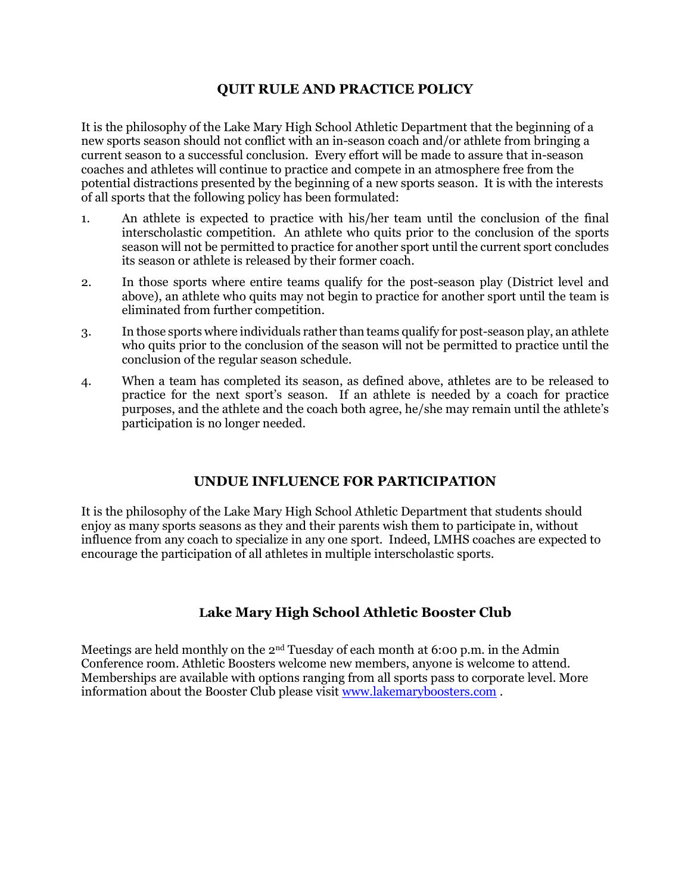## QUIT RULE AND PRACTICE POLICY

It is the philosophy of the Lake Mary High School Athletic Department that the beginning of a new sports season should not conflict with an in-season coach and/or athlete from bringing a current season to a successful conclusion. Every effort will be made to assure that in-season coaches and athletes will continue to practice and compete in an atmosphere free from the potential distractions presented by the beginning of a new sports season. It is with the interests of all sports that the following policy has been formulated:

1. An athlete is expected to practice with his/her team until the conclusion of the final interscholastic competition. An athlete who quits prior to the conclusion of the sports season will not be permitted to practice for another sport until the current sport concludes its season or athlete is released by their former coach.
2. In those sports where entire teams qualify for the post-season play (District level and above), an athlete who quits may not begin to practice for another sport until the team is eliminated from further competition.
3. In those sports where individuals rather than teams qualify for post-season play, an athlete who quits prior to the conclusion of the season will not be permitted to practice until the conclusion of the regular season schedule.
4. When a team has completed its season, as defined above, athletes are to be released to practice for the next sport's season. If an athlete is needed by a coach for practice purposes, and the athlete and the coach both agree, he/she may remain until the athlete's participation is no longer needed.

## UNDUE INFLUENCE FOR PARTICIPATION

It is the philosophy of the Lake Mary High School Athletic Department that students should enjoy as many sports seasons as they and their parents wish them to participate in, without influence from any coach to specialize in any one sport. Indeed, LMHS coaches are expected to encourage the participation of all athletes in multiple interscholastic sports.

## Lake Mary High School Athletic Booster Club

Meetings are held monthly on the 2nd Tuesday of each month at 6:00 p.m. in the Admin Conference room. Athletic Boosters welcome new members, anyone is welcome to attend. Memberships are available with options ranging from all sports pass to corporate level. More information about the Booster Club please visit www.lakemaryboosters.com .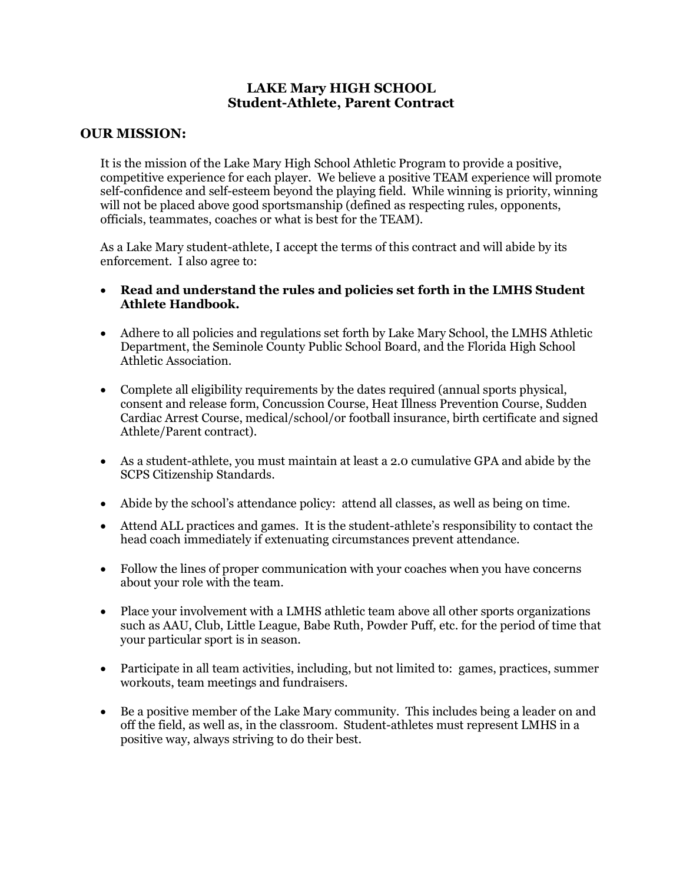# LAKE Mary HIGH SCHOOL
## Student-Athlete, Parent Contract

## OUR MISSION:

It is the mission of the Lake Mary High School Athletic Program to provide a positive, competitive experience for each player. We believe a positive TEAM experience will promote self-confidence and self-esteem beyond the playing field. While winning is priority, winning will not be placed above good sportsmanship (defined as respecting rules, opponents, officials, teammates, coaches or what is best for the TEAM).

As a Lake Mary student-athlete, I accept the terms of this contract and will abide by its enforcement. I also agree to:

- **Read and understand the rules and policies set forth in the LMHS Student Athlete Handbook.**
- Adhere to all policies and regulations set forth by Lake Mary School, the LMHS Athletic Department, the Seminole County Public School Board, and the Florida High School Athletic Association.
- Complete all eligibility requirements by the dates required (annual sports physical, consent and release form, Concussion Course, Heat Illness Prevention Course, Sudden Cardiac Arrest Course, medical/school/or football insurance, birth certificate and signed Athlete/Parent contract).
- As a student-athlete, you must maintain at least a 2.0 cumulative GPA and abide by the SCPS Citizenship Standards.
- Abide by the school's attendance policy: attend all classes, as well as being on time.
- Attend ALL practices and games. It is the student-athlete's responsibility to contact the head coach immediately if extenuating circumstances prevent attendance.
- Follow the lines of proper communication with your coaches when you have concerns about your role with the team.
- Place your involvement with a LMHS athletic team above all other sports organizations such as AAU, Club, Little League, Babe Ruth, Powder Puff, etc. for the period of time that your particular sport is in season.
- Participate in all team activities, including, but not limited to: games, practices, summer workouts, team meetings and fundraisers.
- Be a positive member of the Lake Mary community. This includes being a leader on and off the field, as well as, in the classroom. Student-athletes must represent LMHS in a positive way, always striving to do their best.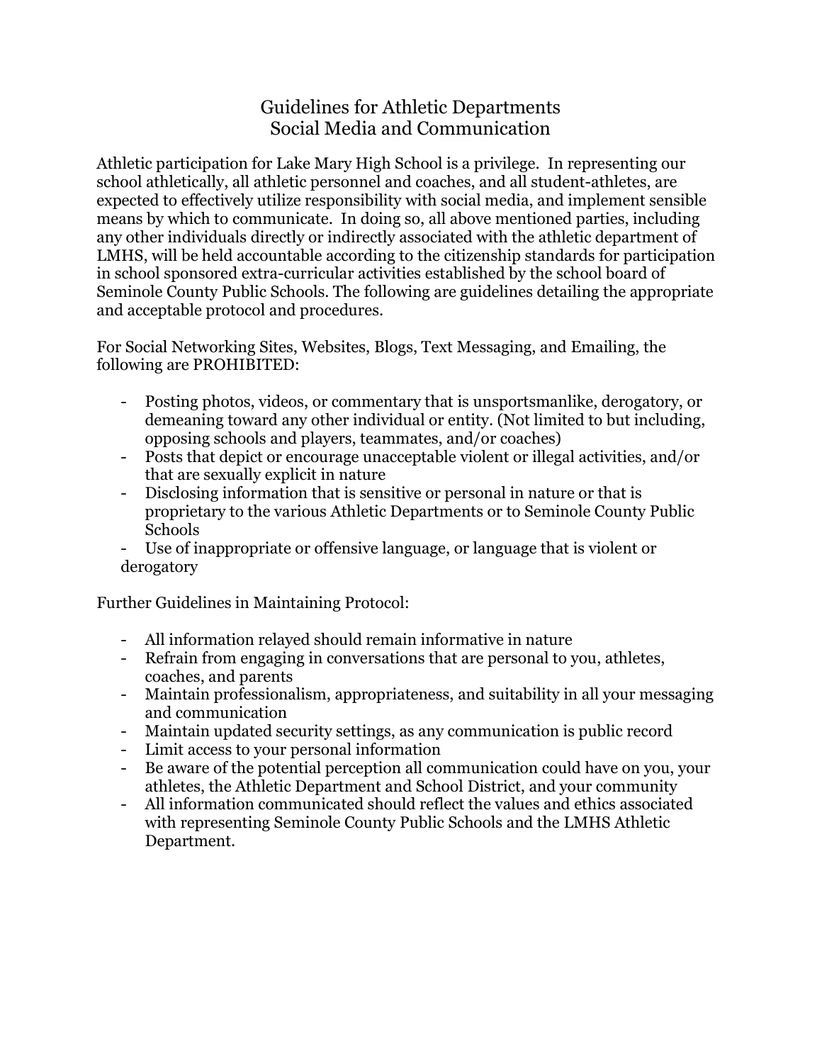# Guidelines for Athletic Departments
## Social Media and Communication

Athletic participation for Lake Mary High School is a privilege. In representing our school athletically, all athletic personnel and coaches, and all student-athletes, are expected to effectively utilize responsibility with social media, and implement sensible means by which to communicate. In doing so, all above mentioned parties, including any other individuals directly or indirectly associated with the athletic department of LMHS, will be held accountable according to the citizenship standards for participation in school sponsored extra-curricular activities established by the school board of Seminole County Public Schools. The following are guidelines detailing the appropriate and acceptable protocol and procedures.

For Social Networking Sites, Websites, Blogs, Text Messaging, and Emailing, the following are PROHIBITED:

- Posting photos, videos, or commentary that is unsportsmanlike, derogatory, or demeaning toward any other individual or entity. (Not limited to but including, opposing schools and players, teammates, and/or coaches)
- Posts that depict or encourage unacceptable violent or illegal activities, and/or that are sexually explicit in nature
- Disclosing information that is sensitive or personal in nature or that is proprietary to the various Athletic Departments or to Seminole County Public Schools
- Use of inappropriate or offensive language, or language that is violent or derogatory

Further Guidelines in Maintaining Protocol:

- All information relayed should remain informative in nature
- Refrain from engaging in conversations that are personal to you, athletes, coaches, and parents
- Maintain professionalism, appropriateness, and suitability in all your messaging and communication
- Maintain updated security settings, as any communication is public record
- Limit access to your personal information
- Be aware of the potential perception all communication could have on you, your athletes, the Athletic Department and School District, and your community
- All information communicated should reflect the values and ethics associated with representing Seminole County Public Schools and the LMHS Athletic Department.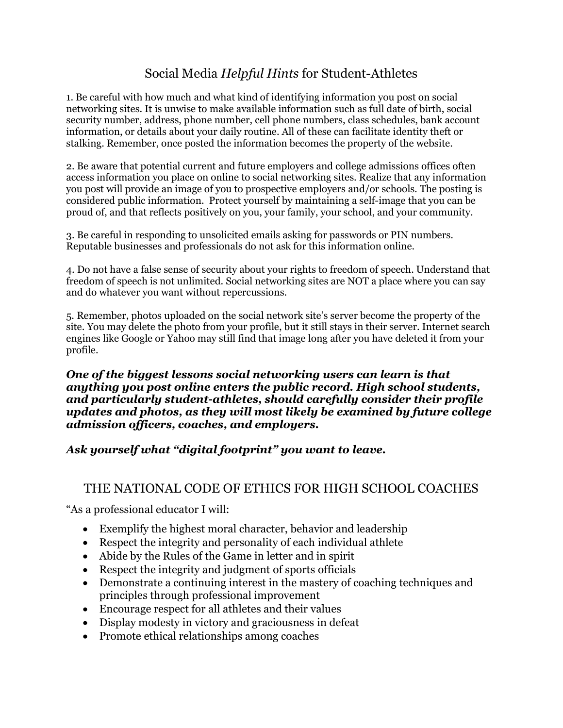# Social Media *Helpful Hints* for Student-Athletes

1. Be careful with how much and what kind of identifying information you post on social networking sites. It is unwise to make available information such as full date of birth, social security number, address, phone number, cell phone numbers, class schedules, bank account information, or details about your daily routine. All of these can facilitate identity theft or stalking. Remember, once posted the information becomes the property of the website.

2. Be aware that potential current and future employers and college admissions offices often access information you place on online to social networking sites. Realize that any information you post will provide an image of you to prospective employers and/or schools. The posting is considered public information. Protect yourself by maintaining a self-image that you can be proud of, and that reflects positively on you, your family, your school, and your community.

3. Be careful in responding to unsolicited emails asking for passwords or PIN numbers. Reputable businesses and professionals do not ask for this information online.

4. Do not have a false sense of security about your rights to freedom of speech. Understand that freedom of speech is not unlimited. Social networking sites are NOT a place where you can say and do whatever you want without repercussions.

5. Remember, photos uploaded on the social network site's server become the property of the site. You may delete the photo from your profile, but it still stays in their server. Internet search engines like Google or Yahoo may still find that image long after you have deleted it from your profile.

***One of the biggest lessons social networking users can learn is that anything you post online enters the public record. High school students, and particularly student-athletes, should carefully consider their profile updates and photos, as they will most likely be examined by future college admission officers, coaches, and employers.***

***Ask yourself what "digital footprint" you want to leave.***

## THE NATIONAL CODE OF ETHICS FOR HIGH SCHOOL COACHES

"As a professional educator I will:

- Exemplify the highest moral character, behavior and leadership
- Respect the integrity and personality of each individual athlete
- Abide by the Rules of the Game in letter and in spirit
- Respect the integrity and judgment of sports officials
- Demonstrate a continuing interest in the mastery of coaching techniques and principles through professional improvement
- Encourage respect for all athletes and their values
- Display modesty in victory and graciousness in defeat
- Promote ethical relationships among coaches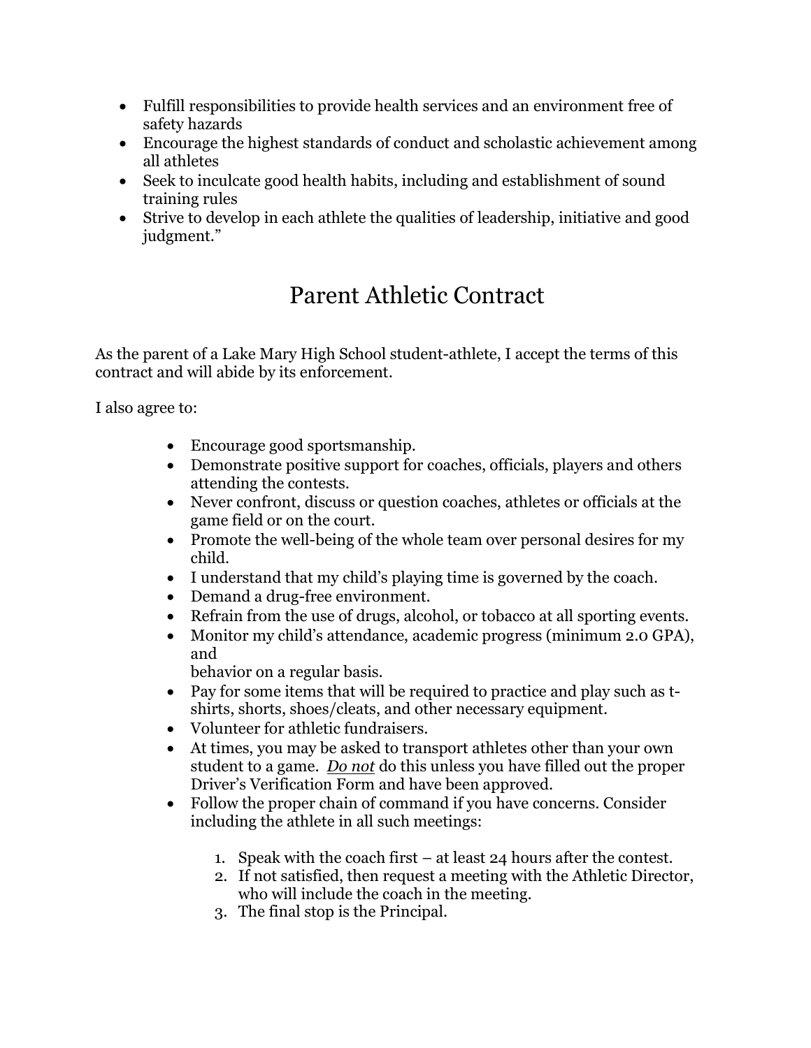- Fulfill responsibilities to provide health services and an environment free of safety hazards
- Encourage the highest standards of conduct and scholastic achievement among all athletes
- Seek to inculcate good health habits, including and establishment of sound training rules
- Strive to develop in each athlete the qualities of leadership, initiative and good judgment."

# Parent Athletic Contract

As the parent of a Lake Mary High School student-athlete, I accept the terms of this contract and will abide by its enforcement.

I also agree to:

- Encourage good sportsmanship.
- Demonstrate positive support for coaches, officials, players and others attending the contests.
- Never confront, discuss or question coaches, athletes or officials at the game field or on the court.
- Promote the well-being of the whole team over personal desires for my child.
- I understand that my child's playing time is governed by the coach.
- Demand a drug-free environment.
- Refrain from the use of drugs, alcohol, or tobacco at all sporting events.
- Monitor my child's attendance, academic progress (minimum 2.0 GPA), and behavior on a regular basis.
- Pay for some items that will be required to practice and play such as t-shirts, shorts, shoes/cleats, and other necessary equipment.
- Volunteer for athletic fundraisers.
- At times, you may be asked to transport athletes other than your own student to a game. ***Do not*** do this unless you have filled out the proper Driver's Verification Form and have been approved.
- Follow the proper chain of command if you have concerns. Consider including the athlete in all such meetings:

    1. Speak with the coach first – at least 24 hours after the contest.
    2. If not satisfied, then request a meeting with the Athletic Director, who will include the coach in the meeting.
    3. The final stop is the Principal.